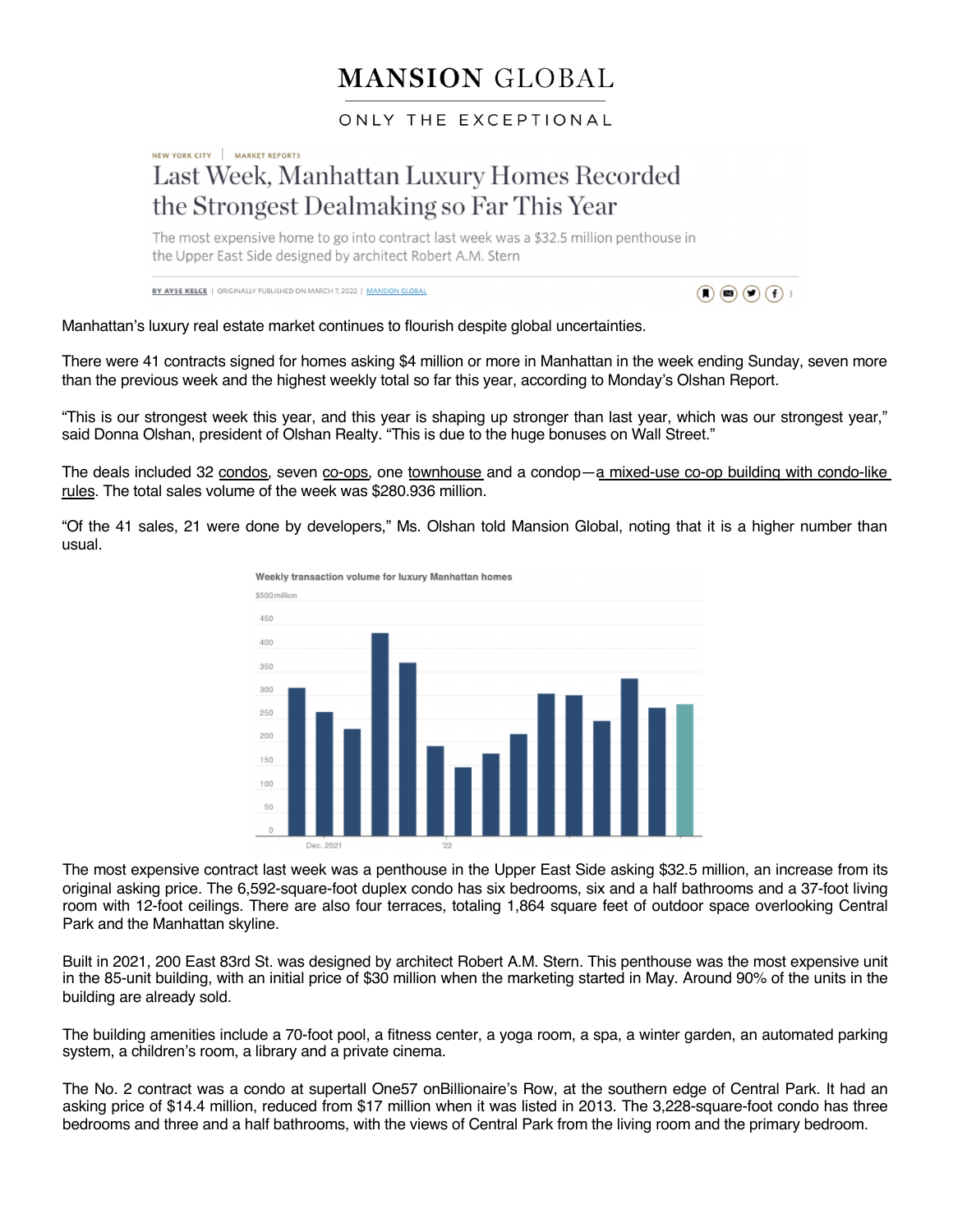# MANSION GLOBAL

ONLY THE EXCEPTIONAL

NEW YORK CITY | MARKET REPORTS

## Last Week, Manhattan Luxury Homes Recorded the Strongest Dealmaking so Far This Year

The most expensive home to go into contract last week was a $32.5 million penthouse in the Upper East Side designed by architect Robert A.M. Stern

BY AYSE KELCE | ORIGINALLY PUBLISHED ON MARCH 7, 2022 | MANSION GLOBAL

Manhattan's luxury real estate market continues to flourish despite global uncertainties.

There were 41 contracts signed for homes asking $4 million or more in Manhattan in the week ending Sunday, seven more than the previous week and the highest weekly total so far this year, according to Monday's Olshan Report.

"This is our strongest week this year, and this year is shaping up stronger than last year, which was our strongest year," said Donna Olshan, president of Olshan Realty. "This is due to the huge bonuses on Wall Street."

The deals included 32 condos, seven co-ops, one townhouse and a condop—a mixed-use co-op building with condo-like rules. The total sales volume of the week was $280.936 million.

"Of the 41 sales, 21 were done by developers," Ms. Olshan told Mansion Global, noting that it is a higher number than usual.

Weekly transaction volume for luxury Manhattan homes

$500 million

450

400

350

300

250

200

150

100

50

0

Dec. 2021 '22

The most expensive contract last week was a penthouse in the Upper East Side asking $32.5 million, an increase from its original asking price. The 6,592-square-foot duplex condo has six bedrooms, six and a half bathrooms and a 37-foot living room with 12-foot ceilings. There are also four terraces, totaling 1,864 square feet of outdoor space overlooking Central Park and the Manhattan skyline.

Built in 2021, 200 East 83rd St. was designed by architect Robert A.M. Stern. This penthouse was the most expensive unit in the 85-unit building, with an initial price of $30 million when the marketing started in May. Around 90% of the units in the building are already sold.

The building amenities include a 70-foot pool, a fitness center, a yoga room, a spa, a winter garden, an automated parking system, a children's room, a library and a private cinema.

The No. 2 contract was a condo at supertall One57 onBillionaire's Row, at the southern edge of Central Park. It had an asking price of $14.4 million, reduced from $17 million when it was listed in 2013. The 3,228-square-foot condo has three bedrooms and three and a half bathrooms, with the views of Central Park from the living room and the primary bedroom.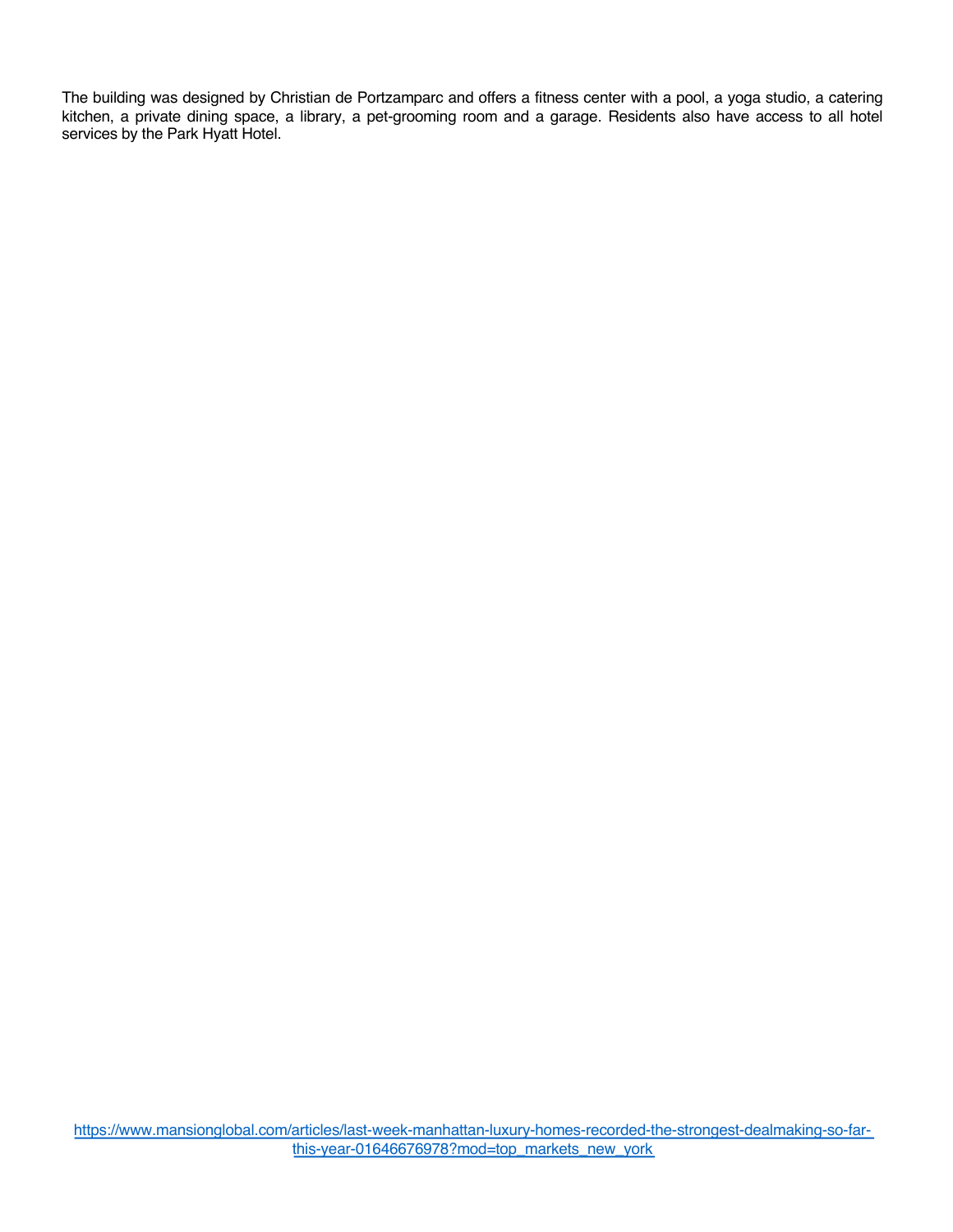The building was designed by Christian de Portzamparc and offers a fitness center with a pool, a yoga studio, a catering kitchen, a private dining space, a library, a pet-grooming room and a garage. Residents also have access to all hotel services by the Park Hyatt Hotel.

https://www.mansionglobal.com/articles/last-week-manhattan-luxury-homes-recorded-the-strongest-dealmaking-so-far-this-year-01646676978?mod=top_markets_new_york